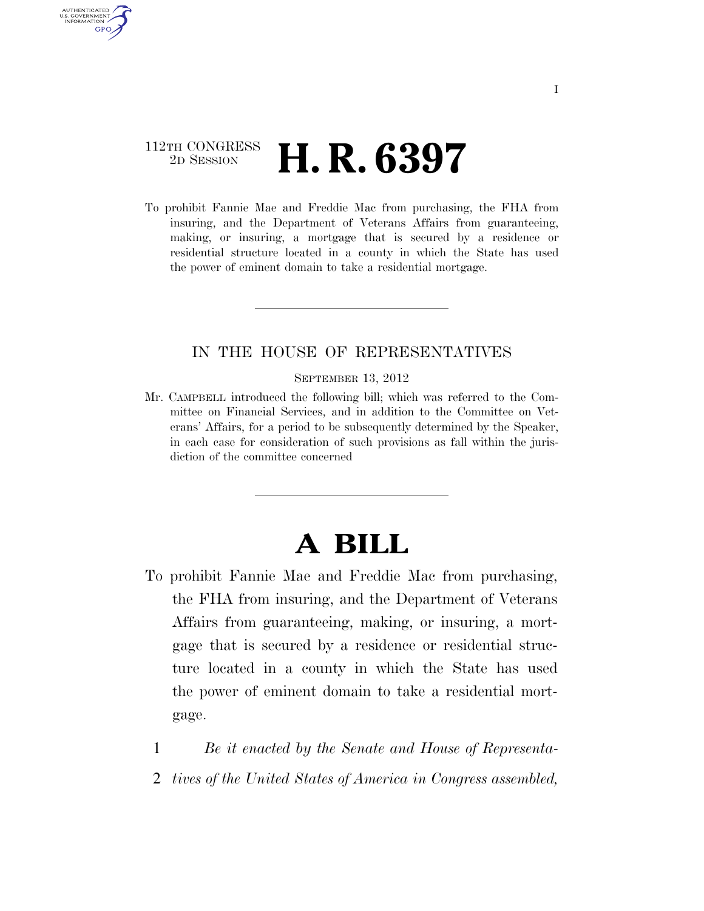112TH CONGRESS
2D SESSION

# H. R. 6397

To prohibit Fannie Mae and Freddie Mac from purchasing, the FHA from insuring, and the Department of Veterans Affairs from guaranteeing, making, or insuring, a mortgage that is secured by a residence or residential structure located in a county in which the State has used the power of eminent domain to take a residential mortgage.

---

## IN THE HOUSE OF REPRESENTATIVES

SEPTEMBER 13, 2012

Mr. CAMPBELL introduced the following bill; which was referred to the Committee on Financial Services, and in addition to the Committee on Veterans' Affairs, for a period to be subsequently determined by the Speaker, in each case for consideration of such provisions as fall within the jurisdiction of the committee concerned

---

# A BILL

To prohibit Fannie Mae and Freddie Mac from purchasing, the FHA from insuring, and the Department of Veterans Affairs from guaranteeing, making, or insuring, a mortgage that is secured by a residence or residential structure located in a county in which the State has used the power of eminent domain to take a residential mortgage.

1 *Be it enacted by the Senate and House of Representa-*
2 *tives of the United States of America in Congress assembled,*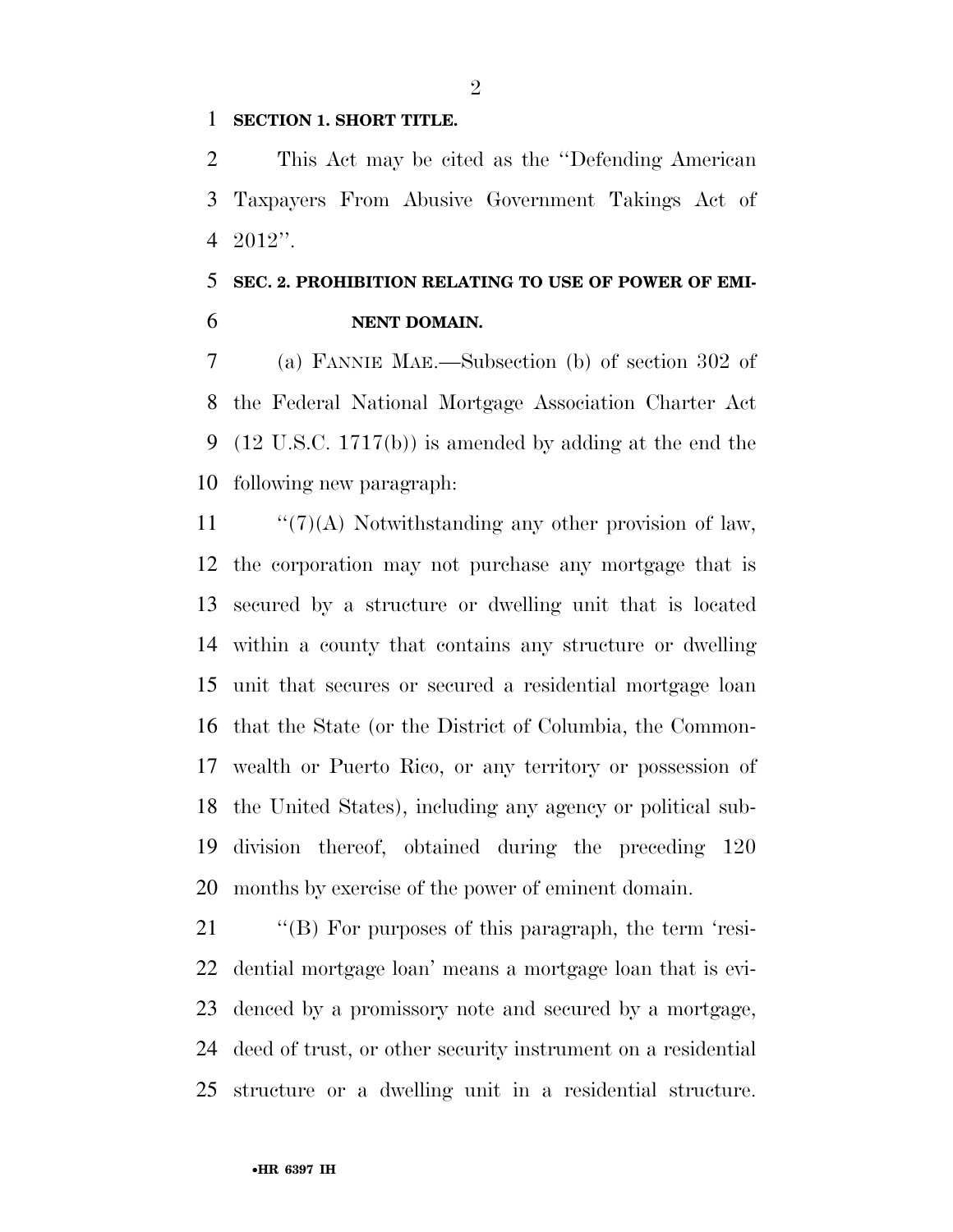**SECTION 1. SHORT TITLE.**

This Act may be cited as the ''Defending American Taxpayers From Abusive Government Takings Act of 2012''.

**SEC. 2. PROHIBITION RELATING TO USE OF POWER OF EMINENT DOMAIN.**

(a) FANNIE MAE.—Subsection (b) of section 302 of the Federal National Mortgage Association Charter Act (12 U.S.C. 1717(b)) is amended by adding at the end the following new paragraph:

''(7)(A) Notwithstanding any other provision of law, the corporation may not purchase any mortgage that is secured by a structure or dwelling unit that is located within a county that contains any structure or dwelling unit that secures or secured a residential mortgage loan that the State (or the District of Columbia, the Commonwealth or Puerto Rico, or any territory or possession of the United States), including any agency or political subdivision thereof, obtained during the preceding 120 months by exercise of the power of eminent domain.

''(B) For purposes of this paragraph, the term 'residential mortgage loan' means a mortgage loan that is evidenced by a promissory note and secured by a mortgage, deed of trust, or other security instrument on a residential structure or a dwelling unit in a residential structure.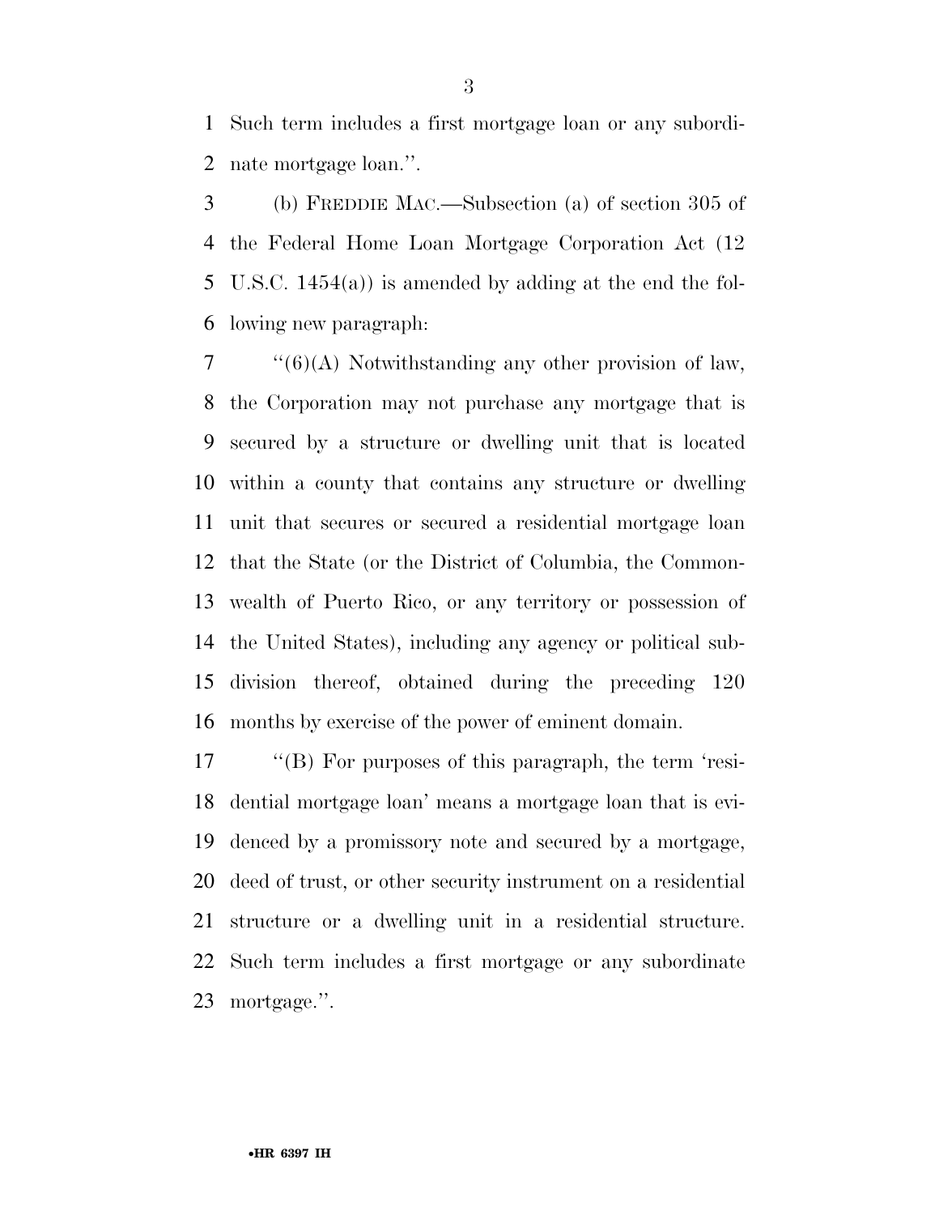Such term includes a first mortgage loan or any subordinate mortgage loan.''.

(b) FREDDIE MAC.—Subsection (a) of section 305 of the Federal Home Loan Mortgage Corporation Act (12 U.S.C. 1454(a)) is amended by adding at the end the following new paragraph:

''(6)(A) Notwithstanding any other provision of law, the Corporation may not purchase any mortgage that is secured by a structure or dwelling unit that is located within a county that contains any structure or dwelling unit that secures or secured a residential mortgage loan that the State (or the District of Columbia, the Commonwealth of Puerto Rico, or any territory or possession of the United States), including any agency or political subdivision thereof, obtained during the preceding 120 months by exercise of the power of eminent domain.

''(B) For purposes of this paragraph, the term 'residential mortgage loan' means a mortgage loan that is evidenced by a promissory note and secured by a mortgage, deed of trust, or other security instrument on a residential structure or a dwelling unit in a residential structure. Such term includes a first mortgage or any subordinate mortgage.''.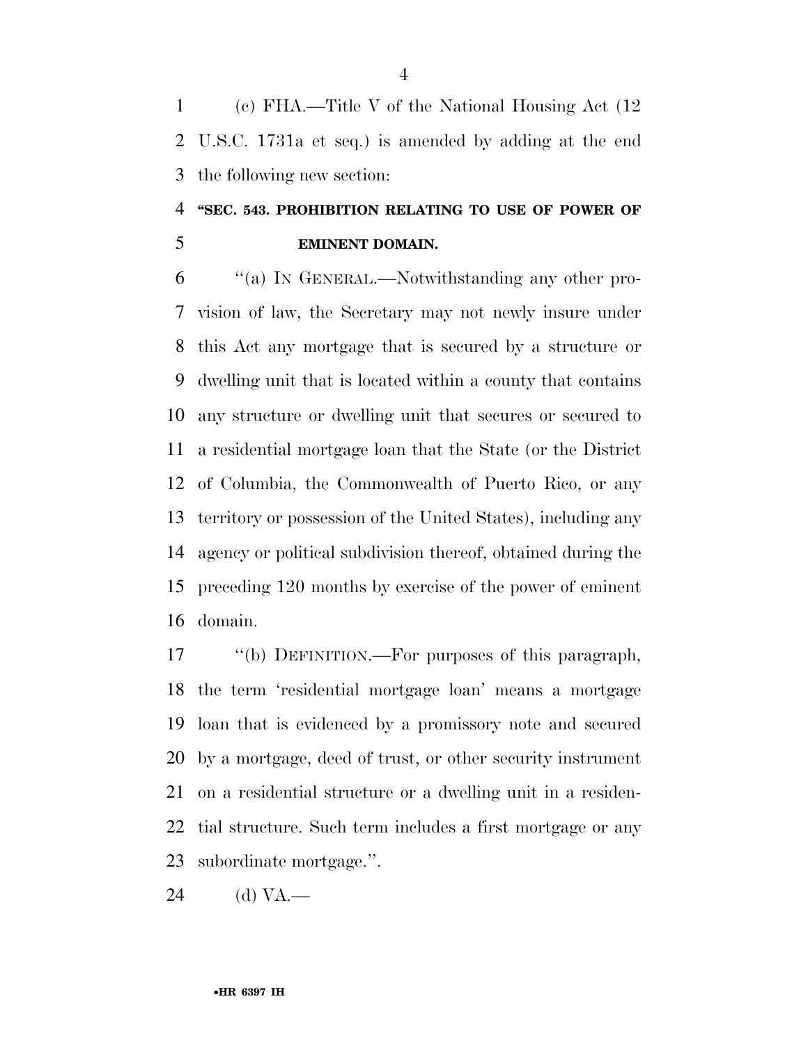(c) FHA.—Title V of the National Housing Act (12 U.S.C. 1731a et seq.) is amended by adding at the end the following new section:

**"SEC. 543. PROHIBITION RELATING TO USE OF POWER OF EMINENT DOMAIN.**

"(a) IN GENERAL.—Notwithstanding any other provision of law, the Secretary may not newly insure under this Act any mortgage that is secured by a structure or dwelling unit that is located within a county that contains any structure or dwelling unit that secures or secured to a residential mortgage loan that the State (or the District of Columbia, the Commonwealth of Puerto Rico, or any territory or possession of the United States), including any agency or political subdivision thereof, obtained during the preceding 120 months by exercise of the power of eminent domain.

"(b) DEFINITION.—For purposes of this paragraph, the term 'residential mortgage loan' means a mortgage loan that is evidenced by a promissory note and secured by a mortgage, deed of trust, or other security instrument on a residential structure or a dwelling unit in a residential structure. Such term includes a first mortgage or any subordinate mortgage.".

(d) VA.—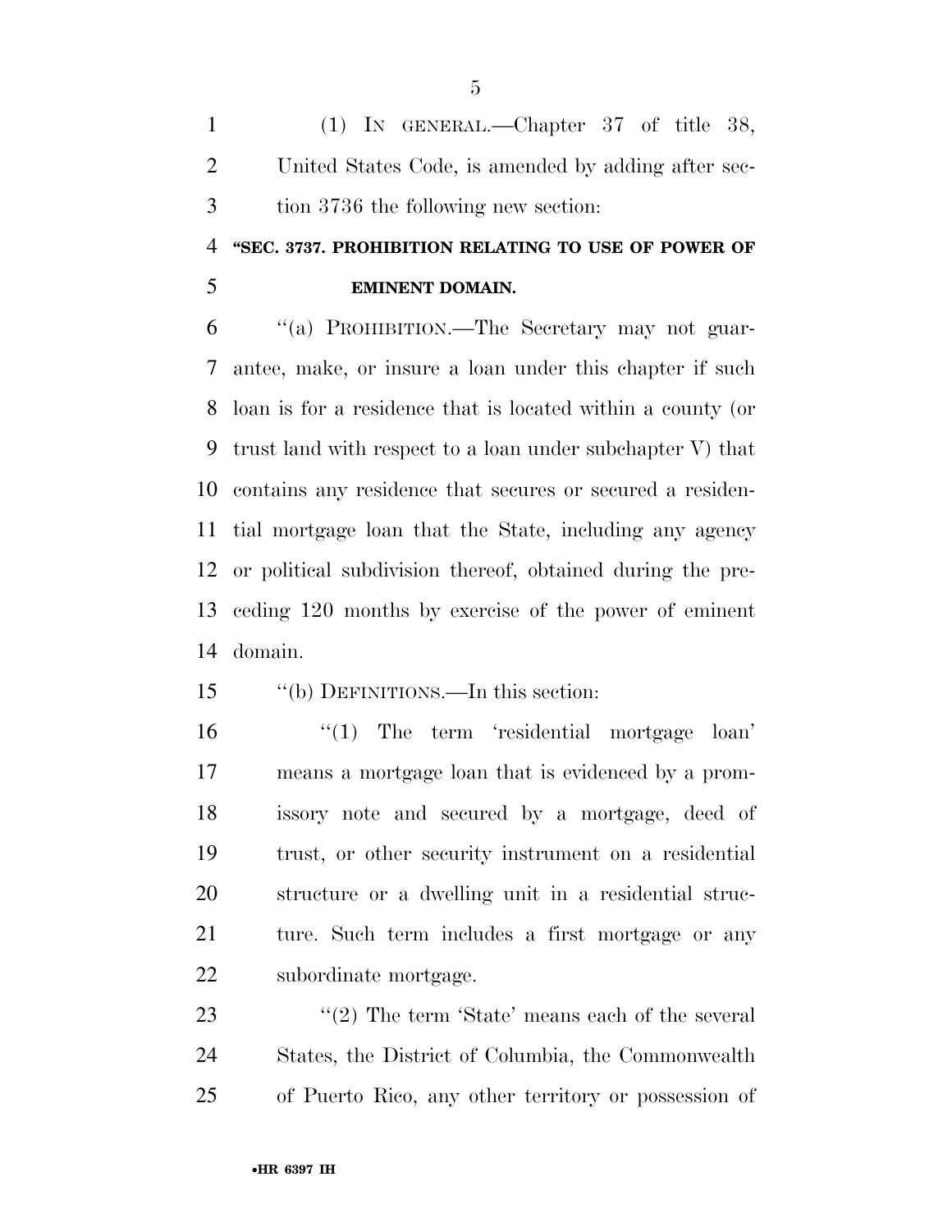(1) IN GENERAL.—Chapter 37 of title 38, United States Code, is amended by adding after section 3736 the following new section:

**"SEC. 3737. PROHIBITION RELATING TO USE OF POWER OF EMINENT DOMAIN.**

"(a) PROHIBITION.—The Secretary may not guarantee, make, or insure a loan under this chapter if such loan is for a residence that is located within a county (or trust land with respect to a loan under subchapter V) that contains any residence that secures or secured a residential mortgage loan that the State, including any agency or political subdivision thereof, obtained during the preceding 120 months by exercise of the power of eminent domain.

"(b) DEFINITIONS.—In this section:

"(1) The term 'residential mortgage loan' means a mortgage loan that is evidenced by a promissory note and secured by a mortgage, deed of trust, or other security instrument on a residential structure or a dwelling unit in a residential structure. Such term includes a first mortgage or any subordinate mortgage.

"(2) The term 'State' means each of the several States, the District of Columbia, the Commonwealth of Puerto Rico, any other territory or possession of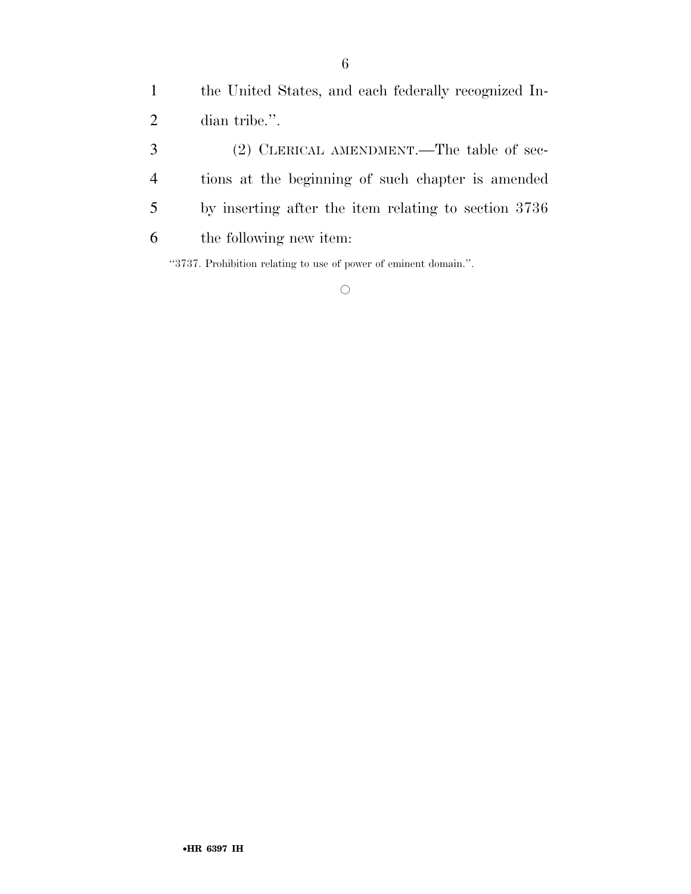the United States, and each federally recognized Indian tribe.''.

(2) CLERICAL AMENDMENT.—The table of sections at the beginning of such chapter is amended by inserting after the item relating to section 3736 the following new item:

``3737. Prohibition relating to use of power of eminent domain.''.